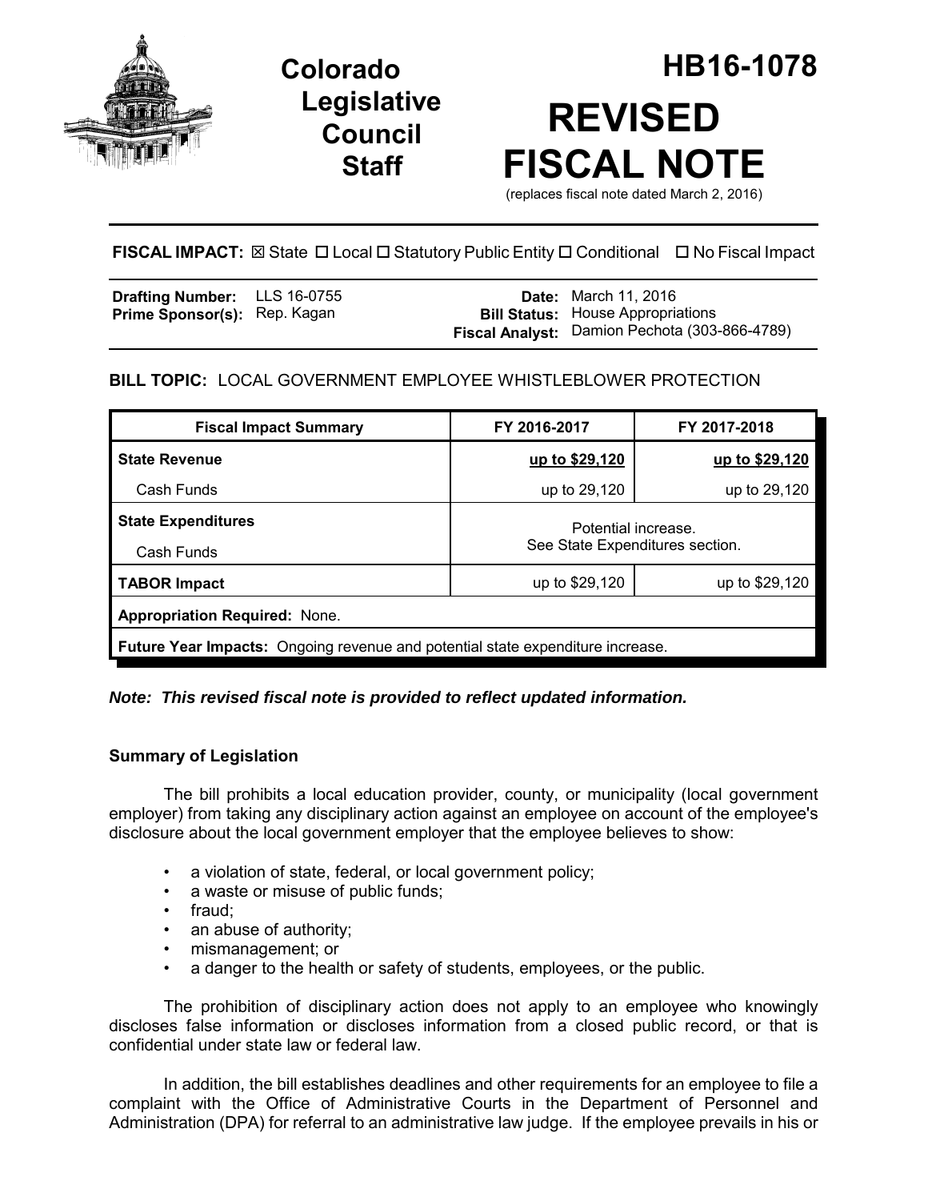# Colorado Legislative Council Staff

# HB16-1078

# REVISED FISCAL NOTE

(replaces fiscal note dated March 2, 2016)

**FISCAL IMPACT:** ☒ State ☐ Local ☐ Statutory Public Entity ☐ Conditional ☐ No Fiscal Impact

| | | | |
|---|---|---|---|
| **Drafting Number:** | LLS 16-0755 | **Date:** | March 11, 2016 |
| **Prime Sponsor(s):** | Rep. Kagan | **Bill Status:** | House Appropriations |
| | | **Fiscal Analyst:** | Damion Pechota (303-866-4789) |

**BILL TOPIC:** LOCAL GOVERNMENT EMPLOYEE WHISTLEBLOWER PROTECTION

| Fiscal Impact Summary | FY 2016-2017 | FY 2017-2018 |
|---|---|---|
| **State Revenue** | **up to $29,120** | **up to $29,120** |
| Cash Funds | up to 29,120 | up to 29,120 |
| **State Expenditures** | Potential increase. See State Expenditures section. | |
| Cash Funds | | |
| **TABOR Impact** | up to $29,120 | up to $29,120 |
| **Appropriation Required:** None. | | |
| **Future Year Impacts:** Ongoing revenue and potential state expenditure increase. | | |

***Note: This revised fiscal note is provided to reflect updated information.***

### Summary of Legislation

The bill prohibits a local education provider, county, or municipality (local government employer) from taking any disciplinary action against an employee on account of the employee's disclosure about the local government employer that the employee believes to show:

- a violation of state, federal, or local government policy;
- a waste or misuse of public funds;
- fraud;
- an abuse of authority;
- mismanagement; or
- a danger to the health or safety of students, employees, or the public.

The prohibition of disciplinary action does not apply to an employee who knowingly discloses false information or discloses information from a closed public record, or that is confidential under state law or federal law.

In addition, the bill establishes deadlines and other requirements for an employee to file a complaint with the Office of Administrative Courts in the Department of Personnel and Administration (DPA) for referral to an administrative law judge. If the employee prevails in his or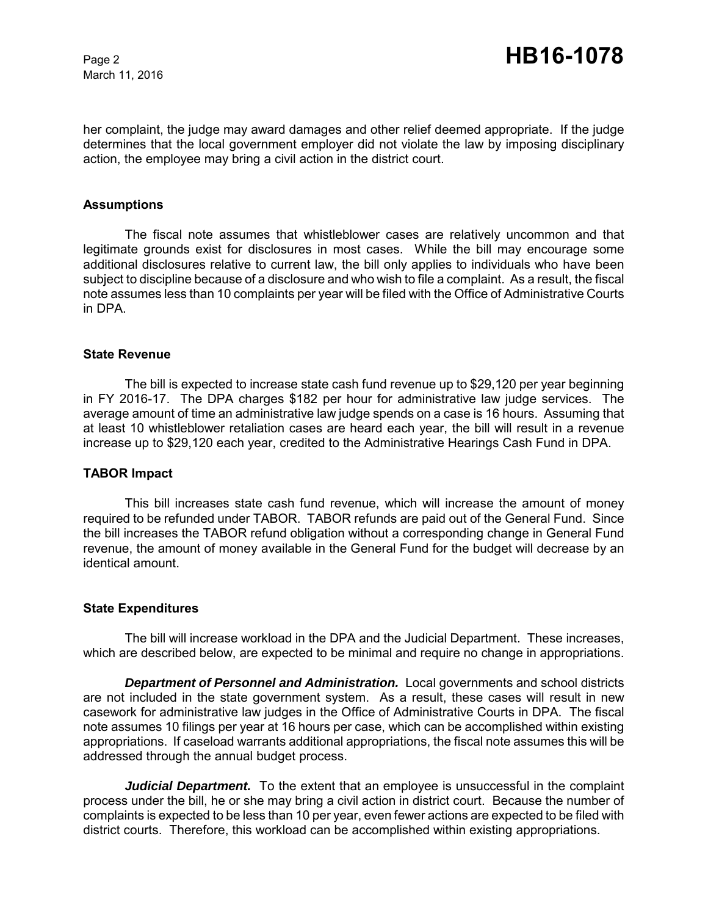her complaint, the judge may award damages and other relief deemed appropriate. If the judge determines that the local government employer did not violate the law by imposing disciplinary action, the employee may bring a civil action in the district court.

### Assumptions

The fiscal note assumes that whistleblower cases are relatively uncommon and that legitimate grounds exist for disclosures in most cases. While the bill may encourage some additional disclosures relative to current law, the bill only applies to individuals who have been subject to discipline because of a disclosure and who wish to file a complaint. As a result, the fiscal note assumes less than 10 complaints per year will be filed with the Office of Administrative Courts in DPA.

### State Revenue

The bill is expected to increase state cash fund revenue up to $29,120 per year beginning in FY 2016-17. The DPA charges $182 per hour for administrative law judge services. The average amount of time an administrative law judge spends on a case is 16 hours. Assuming that at least 10 whistleblower retaliation cases are heard each year, the bill will result in a revenue increase up to $29,120 each year, credited to the Administrative Hearings Cash Fund in DPA.

### TABOR Impact

This bill increases state cash fund revenue, which will increase the amount of money required to be refunded under TABOR. TABOR refunds are paid out of the General Fund. Since the bill increases the TABOR refund obligation without a corresponding change in General Fund revenue, the amount of money available in the General Fund for the budget will decrease by an identical amount.

### State Expenditures

The bill will increase workload in the DPA and the Judicial Department. These increases, which are described below, are expected to be minimal and require no change in appropriations.

***Department of Personnel and Administration.*** Local governments and school districts are not included in the state government system. As a result, these cases will result in new casework for administrative law judges in the Office of Administrative Courts in DPA. The fiscal note assumes 10 filings per year at 16 hours per case, which can be accomplished within existing appropriations. If caseload warrants additional appropriations, the fiscal note assumes this will be addressed through the annual budget process.

***Judicial Department.*** To the extent that an employee is unsuccessful in the complaint process under the bill, he or she may bring a civil action in district court. Because the number of complaints is expected to be less than 10 per year, even fewer actions are expected to be filed with district courts. Therefore, this workload can be accomplished within existing appropriations.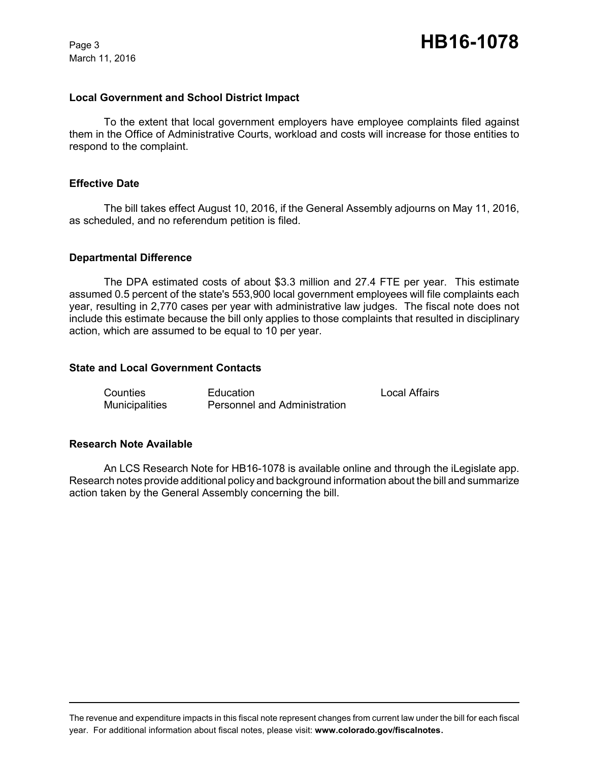### Local Government and School District Impact

To the extent that local government employers have employee complaints filed against them in the Office of Administrative Courts, workload and costs will increase for those entities to respond to the complaint.

### Effective Date

The bill takes effect August 10, 2016, if the General Assembly adjourns on May 11, 2016, as scheduled, and no referendum petition is filed.

### Departmental Difference

The DPA estimated costs of about $3.3 million and 27.4 FTE per year. This estimate assumed 0.5 percent of the state's 553,900 local government employees will file complaints each year, resulting in 2,770 cases per year with administrative law judges. The fiscal note does not include this estimate because the bill only applies to those complaints that resulted in disciplinary action, which are assumed to be equal to 10 per year.

### State and Local Government Contacts

| | | |
|---|---|---|
| Counties | Education | Local Affairs |
| Municipalities | Personnel and Administration | |

### Research Note Available

An LCS Research Note for HB16-1078 is available online and through the iLegislate app. Research notes provide additional policy and background information about the bill and summarize action taken by the General Assembly concerning the bill.

The revenue and expenditure impacts in this fiscal note represent changes from current law under the bill for each fiscal year. For additional information about fiscal notes, please visit: **www.colorado.gov/fiscalnotes.**